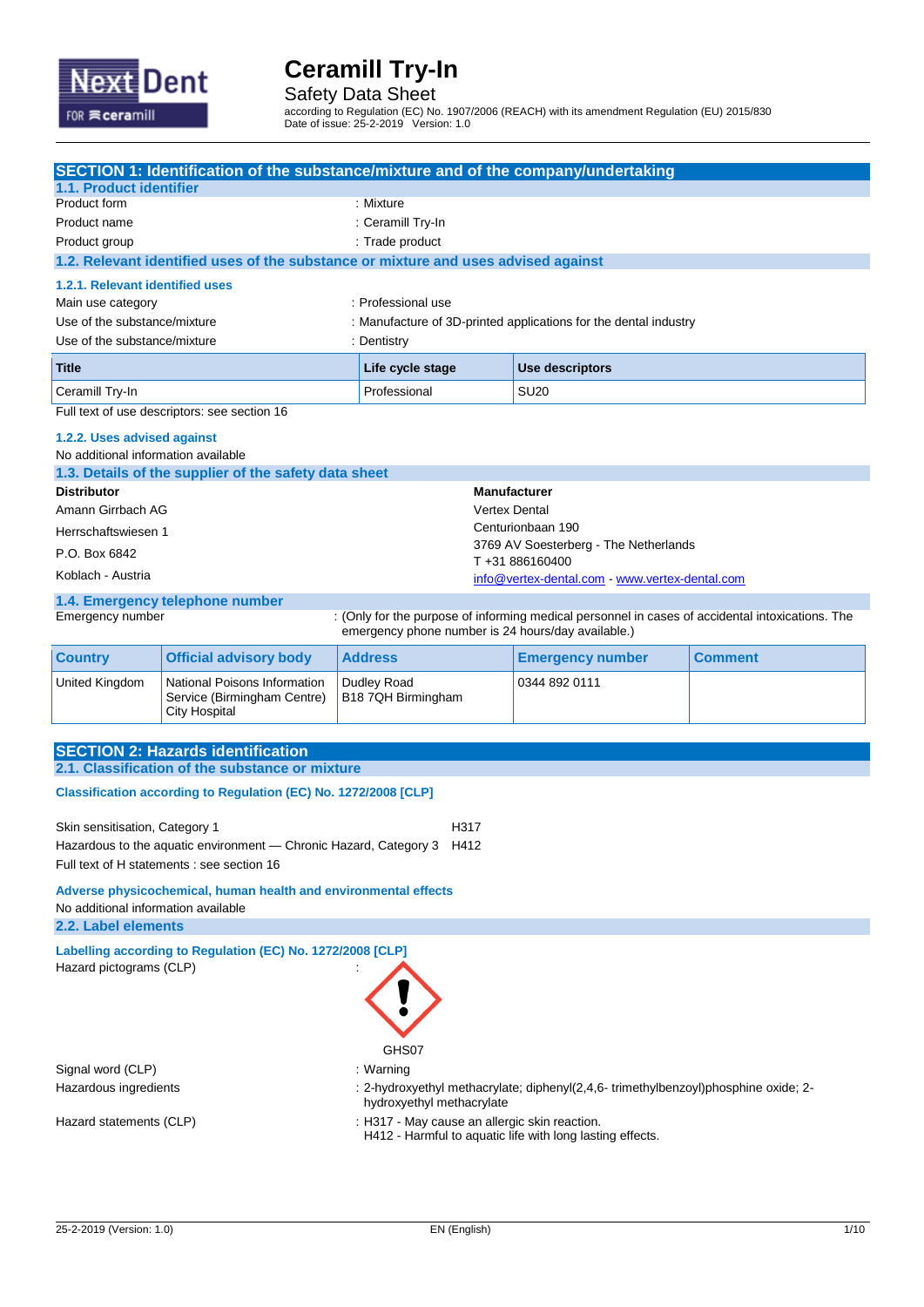# Ceramill Try-In

Safety Data Sheet

according to Regulation (EC) No. 1907/2006 (REACH) with its amendment Regulation (EU) 2015/830
Date of issue: 25-2-2019 Version: 1.0

## SECTION 1: Identification of the substance/mixture and of the company/undertaking

### 1.1. Product identifier

Product form : Mixture

Product name : Ceramill Try-In

Product group : Trade product

### 1.2. Relevant identified uses of the substance or mixture and uses advised against

#### 1.2.1. Relevant identified uses

Main use category : Professional use

Use of the substance/mixture : Manufacture of 3D-printed applications for the dental industry

Use of the substance/mixture : Dentistry

| Title | Life cycle stage | Use descriptors |
|---|---|---|
| Ceramill Try-In | Professional | SU20 |

Full text of use descriptors: see section 16

#### 1.2.2. Uses advised against

No additional information available

### 1.3. Details of the supplier of the safety data sheet

**Distributor**

Amann Girrbach AG
Herrschaftswiesen 1
P.O. Box 6842
Koblach - Austria

**Manufacturer**

Vertex Dental
Centurionbaan 190
3769 AV Soesterberg - The Netherlands
T +31 886160400
info@vertex-dental.com - www.vertex-dental.com

### 1.4. Emergency telephone number

Emergency number : (Only for the purpose of informing medical personnel in cases of accidental intoxications. The emergency phone number is 24 hours/day available.)

| Country | Official advisory body | Address | Emergency number | Comment |
|---|---|---|---|---|
| United Kingdom | National Poisons Information Service (Birmingham Centre) City Hospital | Dudley Road B18 7QH Birmingham | 0344 892 0111 | |

## SECTION 2: Hazards identification

### 2.1. Classification of the substance or mixture

**Classification according to Regulation (EC) No. 1272/2008 [CLP]**

| | |
|---|---|
| Skin sensitisation, Category 1 | H317 |
| Hazardous to the aquatic environment — Chronic Hazard, Category 3 | H412 |

Full text of H statements : see section 16

**Adverse physicochemical, human health and environmental effects**

No additional information available

### 2.2. Label elements

**Labelling according to Regulation (EC) No. 1272/2008 [CLP]**

Hazard pictograms (CLP) :

GHS07

Signal word (CLP) : Warning

Hazardous ingredients : 2-hydroxyethyl methacrylate; diphenyl(2,4,6- trimethylbenzoyl)phosphine oxide; 2-hydroxyethyl methacrylate

Hazard statements (CLP) : H317 - May cause an allergic skin reaction.
H412 - Harmful to aquatic life with long lasting effects.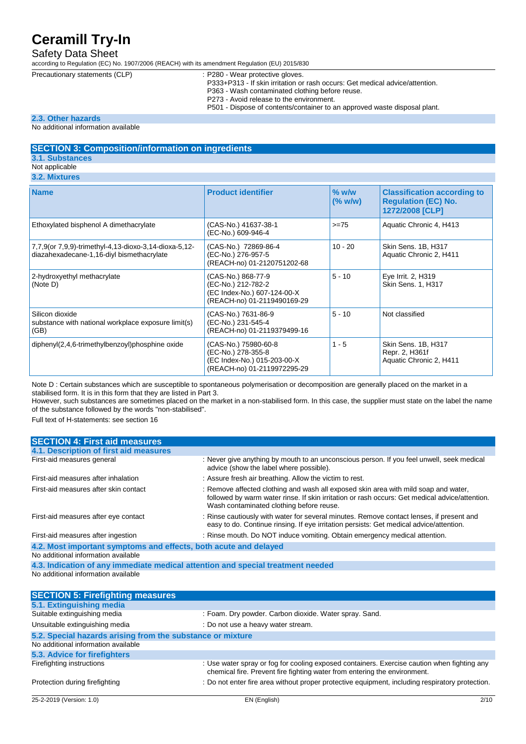| | |
|---|---|
| Precautionary statements (CLP) | : P280 - Wear protective gloves.<br>P333+P313 - If skin irritation or rash occurs: Get medical advice/attention.<br>P363 - Wash contaminated clothing before reuse.<br>P273 - Avoid release to the environment.<br>P501 - Dispose of contents/container to an approved waste disposal plant. |

### 2.3. Other hazards

No additional information available

## SECTION 3: Composition/information on ingredients

### 3.1. Substances

Not applicable

### 3.2. Mixtures

| Name | Product identifier | % w/w (% w/w) | Classification according to Regulation (EC) No. 1272/2008 [CLP] |
|---|---|---|---|
| Ethoxylated bisphenol A dimethacrylate | (CAS-No.) 41637-38-1<br>(EC-No.) 609-946-4 | >=75 | Aquatic Chronic 4, H413 |
| 7,7,9(or 7,9,9)-trimethyl-4,13-dioxo-3,14-dioxa-5,12-diazahexadecane-1,16-diyl bismethacrylate | (CAS-No.) 72869-86-4<br>(EC-No.) 276-957-5<br>(REACH-no) 01-2120751202-68 | 10 - 20 | Skin Sens. 1B, H317<br>Aquatic Chronic 2, H411 |
| 2-hydroxyethyl methacrylate<br>(Note D) | (CAS-No.) 868-77-9<br>(EC-No.) 212-782-2<br>(EC Index-No.) 607-124-00-X<br>(REACH-no) 01-2119490169-29 | 5 - 10 | Eye Irrit. 2, H319<br>Skin Sens. 1, H317 |
| Silicon dioxide<br>substance with national workplace exposure limit(s) (GB) | (CAS-No.) 7631-86-9<br>(EC-No.) 231-545-4<br>(REACH-no) 01-2119379499-16 | 5 - 10 | Not classified |
| diphenyl(2,4,6-trimethylbenzoyl)phosphine oxide | (CAS-No.) 75980-60-8<br>(EC-No.) 278-355-8<br>(EC Index-No.) 015-203-00-X<br>(REACH-no) 01-2119972295-29 | 1 - 5 | Skin Sens. 1B, H317<br>Repr. 2, H361f<br>Aquatic Chronic 2, H411 |

Note D : Certain substances which are susceptible to spontaneous polymerisation or decomposition are generally placed on the market in a stabilised form. It is in this form that they are listed in Part 3.
However, such substances are sometimes placed on the market in a non-stabilised form. In this case, the supplier must state on the label the name of the substance followed by the words "non-stabilised".

Full text of H-statements: see section 16

## SECTION 4: First aid measures

### 4.1. Description of first aid measures

| | |
|---|---|
| First-aid measures general | : Never give anything by mouth to an unconscious person. If you feel unwell, seek medical advice (show the label where possible). |
| First-aid measures after inhalation | : Assure fresh air breathing. Allow the victim to rest. |
| First-aid measures after skin contact | : Remove affected clothing and wash all exposed skin area with mild soap and water, followed by warm water rinse. If skin irritation or rash occurs: Get medical advice/attention. Wash contaminated clothing before reuse. |
| First-aid measures after eye contact | : Rinse cautiously with water for several minutes. Remove contact lenses, if present and easy to do. Continue rinsing. If eye irritation persists: Get medical advice/attention. |
| First-aid measures after ingestion | : Rinse mouth. Do NOT induce vomiting. Obtain emergency medical attention. |

### 4.2. Most important symptoms and effects, both acute and delayed

No additional information available

### 4.3. Indication of any immediate medical attention and special treatment needed

No additional information available

## SECTION 5: Firefighting measures

### 5.1. Extinguishing media

| | |
|---|---|
| Suitable extinguishing media | : Foam. Dry powder. Carbon dioxide. Water spray. Sand. |
| Unsuitable extinguishing media | : Do not use a heavy water stream. |

### 5.2. Special hazards arising from the substance or mixture

No additional information available

### 5.3. Advice for firefighters

| | |
|---|---|
| Firefighting instructions | : Use water spray or fog for cooling exposed containers. Exercise caution when fighting any chemical fire. Prevent fire fighting water from entering the environment. |
| Protection during firefighting | : Do not enter fire area without proper protective equipment, including respiratory protection. |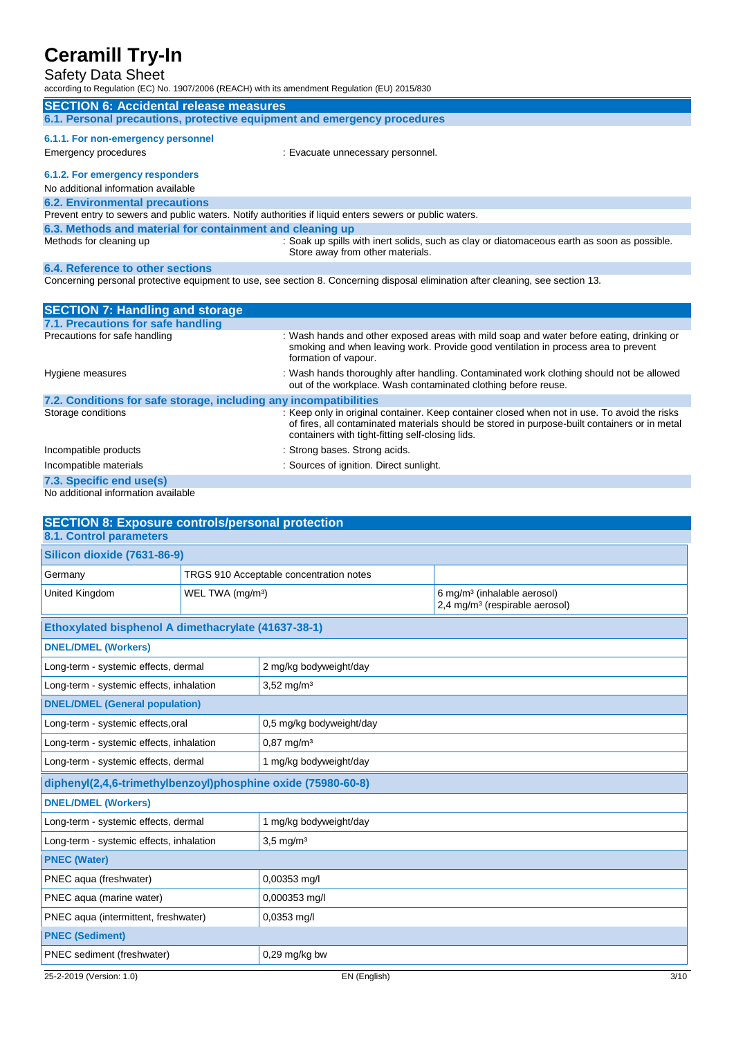## SECTION 6: Accidental release measures

### 6.1. Personal precautions, protective equipment and emergency procedures

#### 6.1.1. For non-emergency personnel

Emergency procedures : Evacuate unnecessary personnel.

#### 6.1.2. For emergency responders

No additional information available

### 6.2. Environmental precautions

Prevent entry to sewers and public waters. Notify authorities if liquid enters sewers or public waters.

### 6.3. Methods and material for containment and cleaning up

Methods for cleaning up : Soak up spills with inert solids, such as clay or diatomaceous earth as soon as possible. Store away from other materials.

### 6.4. Reference to other sections

Concerning personal protective equipment to use, see section 8. Concerning disposal elimination after cleaning, see section 13.

## SECTION 7: Handling and storage

### 7.1. Precautions for safe handling

Precautions for safe handling : Wash hands and other exposed areas with mild soap and water before eating, drinking or smoking and when leaving work. Provide good ventilation in process area to prevent formation of vapour.

Hygiene measures : Wash hands thoroughly after handling. Contaminated work clothing should not be allowed out of the workplace. Wash contaminated clothing before reuse.

### 7.2. Conditions for safe storage, including any incompatibilities

Storage conditions : Keep only in original container. Keep container closed when not in use. To avoid the risks of fires, all contaminated materials should be stored in purpose-built containers or in metal containers with tight-fitting self-closing lids.

Incompatible products : Strong bases. Strong acids.

Incompatible materials : Sources of ignition. Direct sunlight.

### 7.3. Specific end use(s)

No additional information available

## SECTION 8: Exposure controls/personal protection

### 8.1. Control parameters

| Silicon dioxide (7631-86-9) | | |
|---|---|---|
| Germany | TRGS 910 Acceptable concentration notes | |
| United Kingdom | WEL TWA (mg/m³) | 6 mg/m³ (inhalable aerosol)<br>2,4 mg/m³ (respirable aerosol) |

| Ethoxylated bisphenol A dimethacrylate (41637-38-1) | |
|---|---|
| **DNEL/DMEL (Workers)** | |
| Long-term - systemic effects, dermal | 2 mg/kg bodyweight/day |
| Long-term - systemic effects, inhalation | 3,52 mg/m³ |
| **DNEL/DMEL (General population)** | |
| Long-term - systemic effects,oral | 0,5 mg/kg bodyweight/day |
| Long-term - systemic effects, inhalation | 0,87 mg/m³ |
| Long-term - systemic effects, dermal | 1 mg/kg bodyweight/day |

| diphenyl(2,4,6-trimethylbenzoyl)phosphine oxide (75980-60-8) | |
|---|---|
| **DNEL/DMEL (Workers)** | |
| Long-term - systemic effects, dermal | 1 mg/kg bodyweight/day |
| Long-term - systemic effects, inhalation | 3,5 mg/m³ |
| **PNEC (Water)** | |
| PNEC aqua (freshwater) | 0,00353 mg/l |
| PNEC aqua (marine water) | 0,000353 mg/l |
| PNEC aqua (intermittent, freshwater) | 0,0353 mg/l |
| **PNEC (Sediment)** | |
| PNEC sediment (freshwater) | 0,29 mg/kg bw |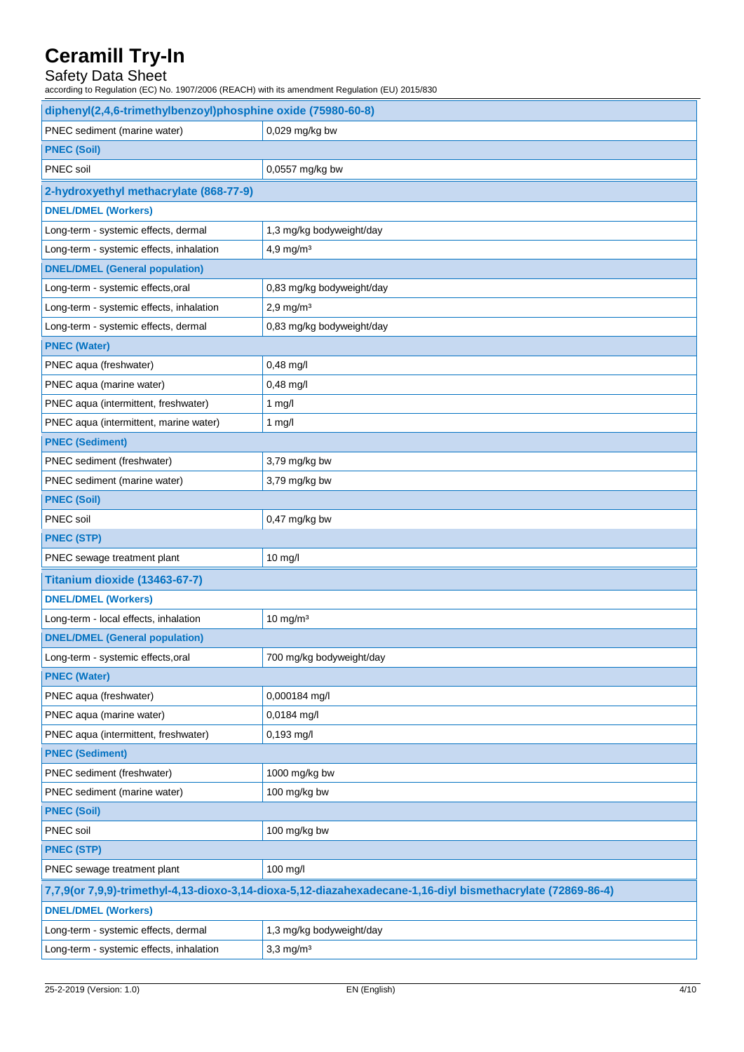| diphenyl(2,4,6-trimethylbenzoyl)phosphine oxide (75980-60-8) | |
|---|---|
| PNEC sediment (marine water) | 0,029 mg/kg bw |
| **PNEC (Soil)** | |
| PNEC soil | 0,0557 mg/kg bw |

| 2-hydroxyethyl methacrylate (868-77-9) | |
|---|---|
| **DNEL/DMEL (Workers)** | |
| Long-term - systemic effects, dermal | 1,3 mg/kg bodyweight/day |
| Long-term - systemic effects, inhalation | 4,9 mg/m³ |
| **DNEL/DMEL (General population)** | |
| Long-term - systemic effects,oral | 0,83 mg/kg bodyweight/day |
| Long-term - systemic effects, inhalation | 2,9 mg/m³ |
| Long-term - systemic effects, dermal | 0,83 mg/kg bodyweight/day |
| **PNEC (Water)** | |
| PNEC aqua (freshwater) | 0,48 mg/l |
| PNEC aqua (marine water) | 0,48 mg/l |
| PNEC aqua (intermittent, freshwater) | 1 mg/l |
| PNEC aqua (intermittent, marine water) | 1 mg/l |
| **PNEC (Sediment)** | |
| PNEC sediment (freshwater) | 3,79 mg/kg bw |
| PNEC sediment (marine water) | 3,79 mg/kg bw |
| **PNEC (Soil)** | |
| PNEC soil | 0,47 mg/kg bw |
| **PNEC (STP)** | |
| PNEC sewage treatment plant | 10 mg/l |

| Titanium dioxide (13463-67-7) | |
|---|---|
| **DNEL/DMEL (Workers)** | |
| Long-term - local effects, inhalation | 10 mg/m³ |
| **DNEL/DMEL (General population)** | |
| Long-term - systemic effects,oral | 700 mg/kg bodyweight/day |
| **PNEC (Water)** | |
| PNEC aqua (freshwater) | 0,000184 mg/l |
| PNEC aqua (marine water) | 0,0184 mg/l |
| PNEC aqua (intermittent, freshwater) | 0,193 mg/l |
| **PNEC (Sediment)** | |
| PNEC sediment (freshwater) | 1000 mg/kg bw |
| PNEC sediment (marine water) | 100 mg/kg bw |
| **PNEC (Soil)** | |
| PNEC soil | 100 mg/kg bw |
| **PNEC (STP)** | |
| PNEC sewage treatment plant | 100 mg/l |

| 7,7,9(or 7,9,9)-trimethyl-4,13-dioxo-3,14-dioxa-5,12-diazahexadecane-1,16-diyl bismethacrylate (72869-86-4) | |
|---|---|
| **DNEL/DMEL (Workers)** | |
| Long-term - systemic effects, dermal | 1,3 mg/kg bodyweight/day |
| Long-term - systemic effects, inhalation | 3,3 mg/m³ |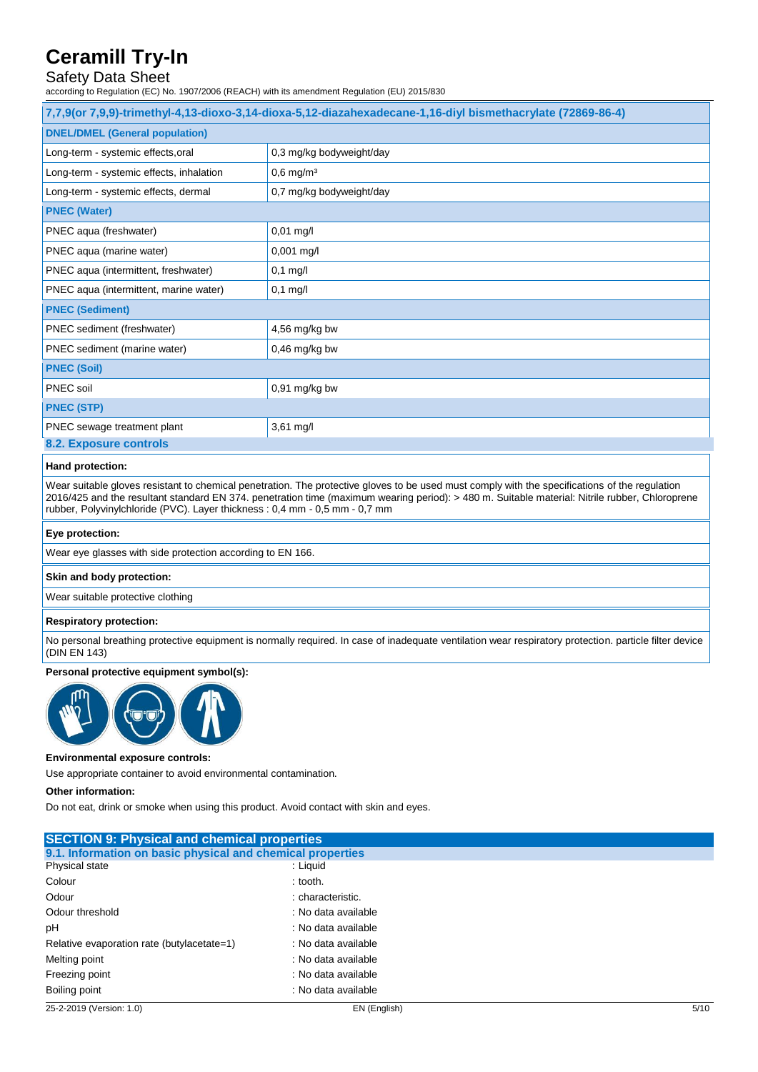| 7,7,9(or 7,9,9)-trimethyl-4,13-dioxo-3,14-dioxa-5,12-diazahexadecane-1,16-diyl bismethacrylate (72869-86-4) | |
|---|---|
| **DNEL/DMEL (General population)** | |
| Long-term - systemic effects,oral | 0,3 mg/kg bodyweight/day |
| Long-term - systemic effects, inhalation | 0,6 mg/m³ |
| Long-term - systemic effects, dermal | 0,7 mg/kg bodyweight/day |
| **PNEC (Water)** | |
| PNEC aqua (freshwater) | 0,01 mg/l |
| PNEC aqua (marine water) | 0,001 mg/l |
| PNEC aqua (intermittent, freshwater) | 0,1 mg/l |
| PNEC aqua (intermittent, marine water) | 0,1 mg/l |
| **PNEC (Sediment)** | |
| PNEC sediment (freshwater) | 4,56 mg/kg bw |
| PNEC sediment (marine water) | 0,46 mg/kg bw |
| **PNEC (Soil)** | |
| PNEC soil | 0,91 mg/kg bw |
| **PNEC (STP)** | |
| PNEC sewage treatment plant | 3,61 mg/l |

### 8.2. Exposure controls

**Hand protection:**

Wear suitable gloves resistant to chemical penetration. The protective gloves to be used must comply with the specifications of the regulation 2016/425 and the resultant standard EN 374. penetration time (maximum wearing period): > 480 m. Suitable material: Nitrile rubber, Chloroprene rubber, Polyvinylchloride (PVC). Layer thickness : 0,4 mm - 0,5 mm - 0,7 mm

**Eye protection:**

Wear eye glasses with side protection according to EN 166.

**Skin and body protection:**

Wear suitable protective clothing

**Respiratory protection:**

No personal breathing protective equipment is normally required. In case of inadequate ventilation wear respiratory protection. particle filter device (DIN EN 143)

**Personal protective equipment symbol(s):**

**Environmental exposure controls:**

Use appropriate container to avoid environmental contamination.

**Other information:**

Do not eat, drink or smoke when using this product. Avoid contact with skin and eyes.

## SECTION 9: Physical and chemical properties

### 9.1. Information on basic physical and chemical properties

| | |
|---|---|
| Physical state | : Liquid |
| Colour | : tooth. |
| Odour | : characteristic. |
| Odour threshold | : No data available |
| pH | : No data available |
| Relative evaporation rate (butylacetate=1) | : No data available |
| Melting point | : No data available |
| Freezing point | : No data available |
| Boiling point | : No data available |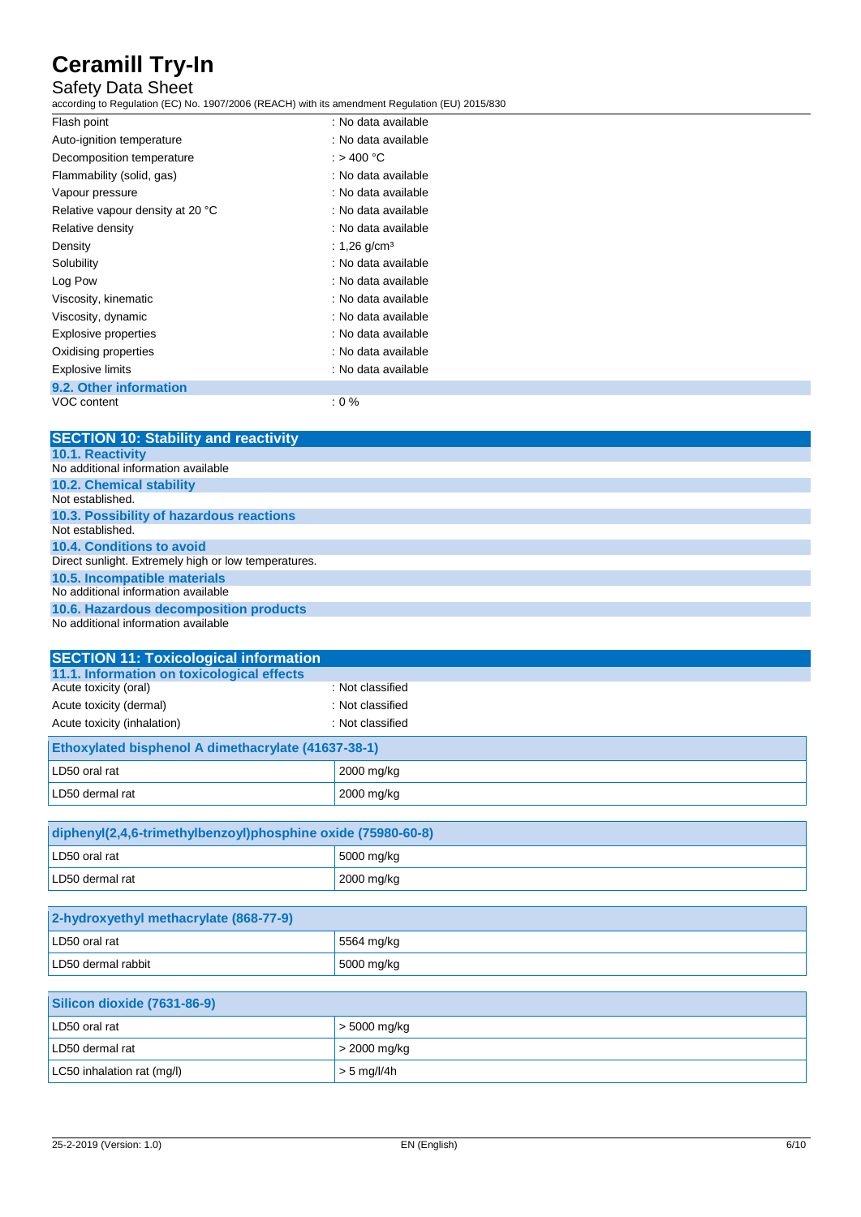| | |
|---|---|
| Flash point | : No data available |
| Auto-ignition temperature | : No data available |
| Decomposition temperature | : > 400 °C |
| Flammability (solid, gas) | : No data available |
| Vapour pressure | : No data available |
| Relative vapour density at 20 °C | : No data available |
| Relative density | : No data available |
| Density | : 1,26 g/cm³ |
| Solubility | : No data available |
| Log Pow | : No data available |
| Viscosity, kinematic | : No data available |
| Viscosity, dynamic | : No data available |
| Explosive properties | : No data available |
| Oxidising properties | : No data available |
| Explosive limits | : No data available |

### 9.2. Other information

| | |
|---|---|
| VOC content | : 0 % |

## SECTION 10: Stability and reactivity

### 10.1. Reactivity

No additional information available

### 10.2. Chemical stability

Not established.

### 10.3. Possibility of hazardous reactions

Not established.

### 10.4. Conditions to avoid

Direct sunlight. Extremely high or low temperatures.

### 10.5. Incompatible materials

No additional information available

### 10.6. Hazardous decomposition products

No additional information available

## SECTION 11: Toxicological information

### 11.1. Information on toxicological effects

| | |
|---|---|
| Acute toxicity (oral) | : Not classified |
| Acute toxicity (dermal) | : Not classified |
| Acute toxicity (inhalation) | : Not classified |

| Ethoxylated bisphenol A dimethacrylate (41637-38-1) | |
|---|---|
| LD50 oral rat | 2000 mg/kg |
| LD50 dermal rat | 2000 mg/kg |

| diphenyl(2,4,6-trimethylbenzoyl)phosphine oxide (75980-60-8) | |
|---|---|
| LD50 oral rat | 5000 mg/kg |
| LD50 dermal rat | 2000 mg/kg |

| 2-hydroxyethyl methacrylate (868-77-9) | |
|---|---|
| LD50 oral rat | 5564 mg/kg |
| LD50 dermal rabbit | 5000 mg/kg |

| Silicon dioxide (7631-86-9) | |
|---|---|
| LD50 oral rat | > 5000 mg/kg |
| LD50 dermal rat | > 2000 mg/kg |
| LC50 inhalation rat (mg/l) | > 5 mg/l/4h |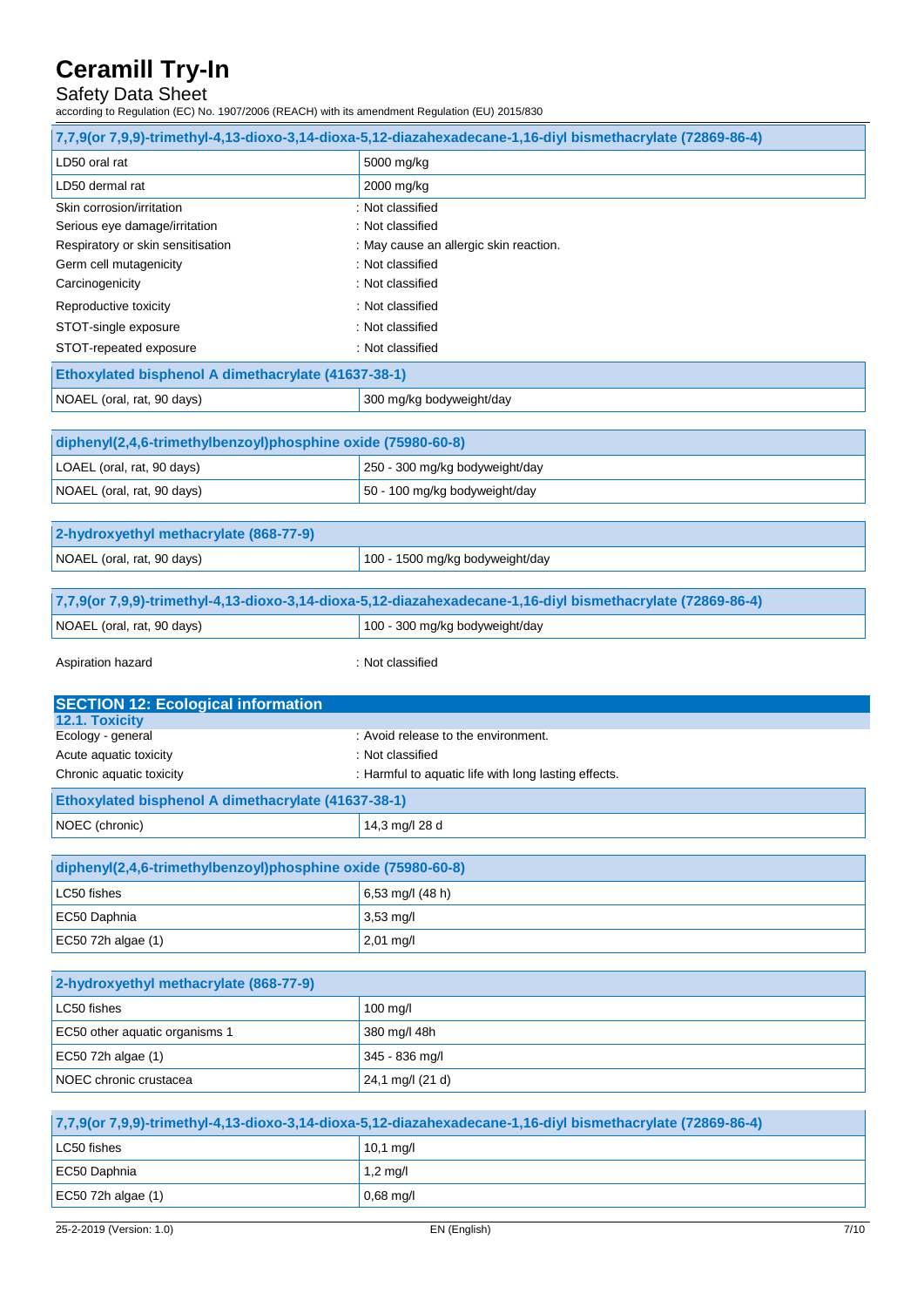| 7,7,9(or 7,9,9)-trimethyl-4,13-dioxo-3,14-dioxa-5,12-diazahexadecane-1,16-diyl bismethacrylate (72869-86-4) | |
|---|---|
| LD50 oral rat | 5000 mg/kg |
| LD50 dermal rat | 2000 mg/kg |

| | |
|---|---|
| Skin corrosion/irritation | : Not classified |
| Serious eye damage/irritation | : Not classified |
| Respiratory or skin sensitisation | : May cause an allergic skin reaction. |
| Germ cell mutagenicity | : Not classified |
| Carcinogenicity | : Not classified |
| Reproductive toxicity | : Not classified |
| STOT-single exposure | : Not classified |
| STOT-repeated exposure | : Not classified |

| Ethoxylated bisphenol A dimethacrylate (41637-38-1) | |
|---|---|
| NOAEL (oral, rat, 90 days) | 300 mg/kg bodyweight/day |

| diphenyl(2,4,6-trimethylbenzoyl)phosphine oxide (75980-60-8) | |
|---|---|
| LOAEL (oral, rat, 90 days) | 250 - 300 mg/kg bodyweight/day |
| NOAEL (oral, rat, 90 days) | 50 - 100 mg/kg bodyweight/day |

| 2-hydroxyethyl methacrylate (868-77-9) | |
|---|---|
| NOAEL (oral, rat, 90 days) | 100 - 1500 mg/kg bodyweight/day |

| 7,7,9(or 7,9,9)-trimethyl-4,13-dioxo-3,14-dioxa-5,12-diazahexadecane-1,16-diyl bismethacrylate (72869-86-4) | |
|---|---|
| NOAEL (oral, rat, 90 days) | 100 - 300 mg/kg bodyweight/day |

Aspiration hazard : Not classified

## SECTION 12: Ecological information

### 12.1. Toxicity

| | |
|---|---|
| Ecology - general | : Avoid release to the environment. |
| Acute aquatic toxicity | : Not classified |
| Chronic aquatic toxicity | : Harmful to aquatic life with long lasting effects. |

| Ethoxylated bisphenol A dimethacrylate (41637-38-1) | |
|---|---|
| NOEC (chronic) | 14,3 mg/l 28 d |

| diphenyl(2,4,6-trimethylbenzoyl)phosphine oxide (75980-60-8) | |
|---|---|
| LC50 fishes | 6,53 mg/l (48 h) |
| EC50 Daphnia | 3,53 mg/l |
| EC50 72h algae (1) | 2,01 mg/l |

| 2-hydroxyethyl methacrylate (868-77-9) | |
|---|---|
| LC50 fishes | 100 mg/l |
| EC50 other aquatic organisms 1 | 380 mg/l 48h |
| EC50 72h algae (1) | 345 - 836 mg/l |
| NOEC chronic crustacea | 24,1 mg/l (21 d) |

| 7,7,9(or 7,9,9)-trimethyl-4,13-dioxo-3,14-dioxa-5,12-diazahexadecane-1,16-diyl bismethacrylate (72869-86-4) | |
|---|---|
| LC50 fishes | 10,1 mg/l |
| EC50 Daphnia | 1,2 mg/l |
| EC50 72h algae (1) | 0,68 mg/l |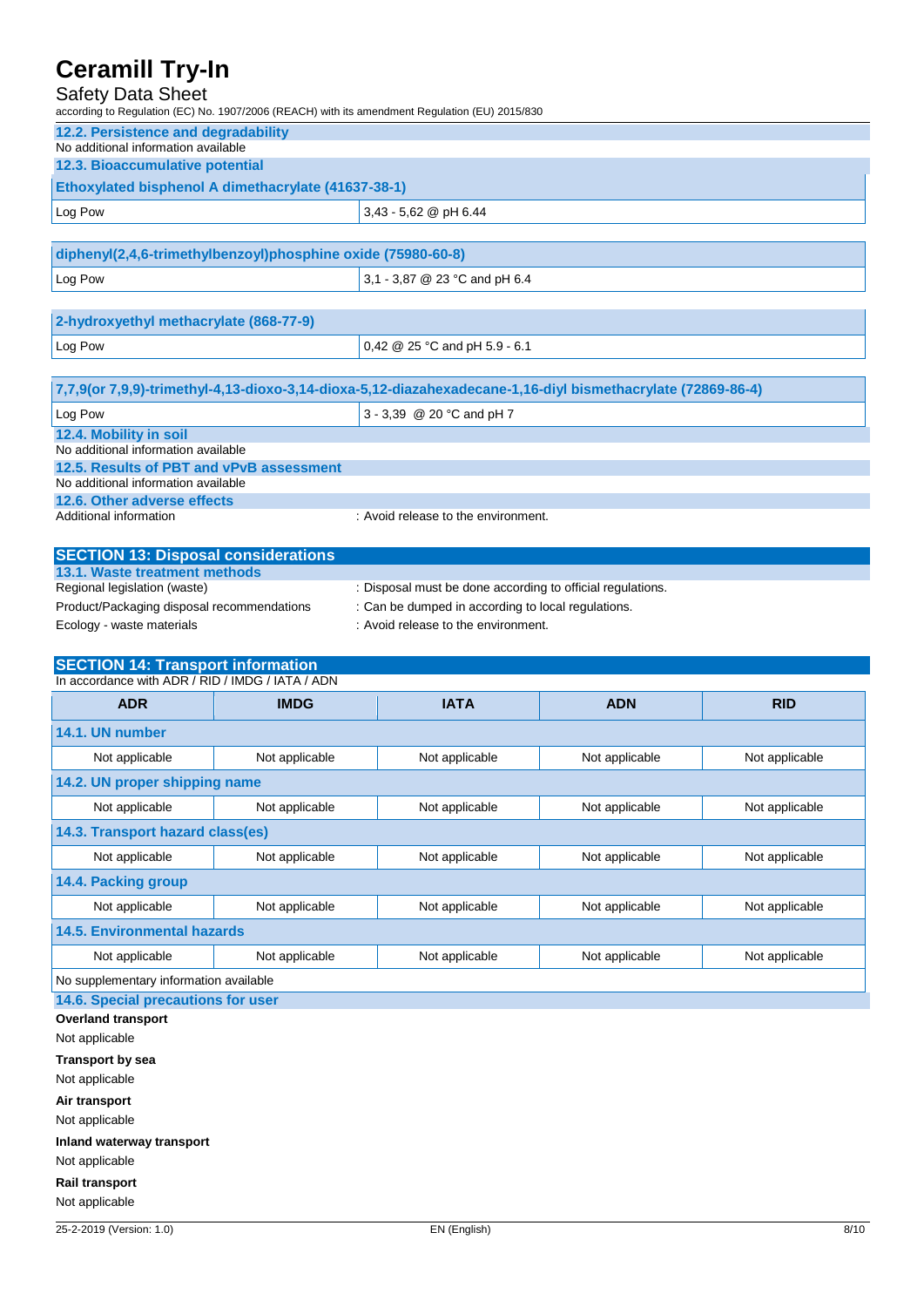### 12.2. Persistence and degradability

No additional information available

### 12.3. Bioaccumulative potential

| Ethoxylated bisphenol A dimethacrylate (41637-38-1) | |
|---|---|
| Log Pow | 3,43 - 5,62 @ pH 6.44 |

| diphenyl(2,4,6-trimethylbenzoyl)phosphine oxide (75980-60-8) | |
|---|---|
| Log Pow | 3,1 - 3,87 @ 23 °C and pH 6.4 |

| 2-hydroxyethyl methacrylate (868-77-9) | |
|---|---|
| Log Pow | 0,42 @ 25 °C and pH 5.9 - 6.1 |

| 7,7,9(or 7,9,9)-trimethyl-4,13-dioxo-3,14-dioxa-5,12-diazahexadecane-1,16-diyl bismethacrylate (72869-86-4) | |
|---|---|
| Log Pow | 3 - 3,39 @ 20 °C and pH 7 |

### 12.4. Mobility in soil

No additional information available

### 12.5. Results of PBT and vPvB assessment

No additional information available

### 12.6. Other adverse effects

Additional information : Avoid release to the environment.

## SECTION 13: Disposal considerations

### 13.1. Waste treatment methods

Regional legislation (waste) : Disposal must be done according to official regulations.

Product/Packaging disposal recommendations : Can be dumped in according to local regulations.

Ecology - waste materials : Avoid release to the environment.

## SECTION 14: Transport information

In accordance with ADR / RID / IMDG / IATA / ADN

| ADR | IMDG | IATA | ADN | RID |
|---|---|---|---|---|
| **14.1. UN number** | | | | |
| Not applicable | Not applicable | Not applicable | Not applicable | Not applicable |
| **14.2. UN proper shipping name** | | | | |
| Not applicable | Not applicable | Not applicable | Not applicable | Not applicable |
| **14.3. Transport hazard class(es)** | | | | |
| Not applicable | Not applicable | Not applicable | Not applicable | Not applicable |
| **14.4. Packing group** | | | | |
| Not applicable | Not applicable | Not applicable | Not applicable | Not applicable |
| **14.5. Environmental hazards** | | | | |
| Not applicable | Not applicable | Not applicable | Not applicable | Not applicable |
| No supplementary information available | | | | |

### 14.6. Special precautions for user

**Overland transport**

Not applicable

**Transport by sea**

Not applicable

**Air transport**

Not applicable

**Inland waterway transport**

Not applicable

**Rail transport**

Not applicable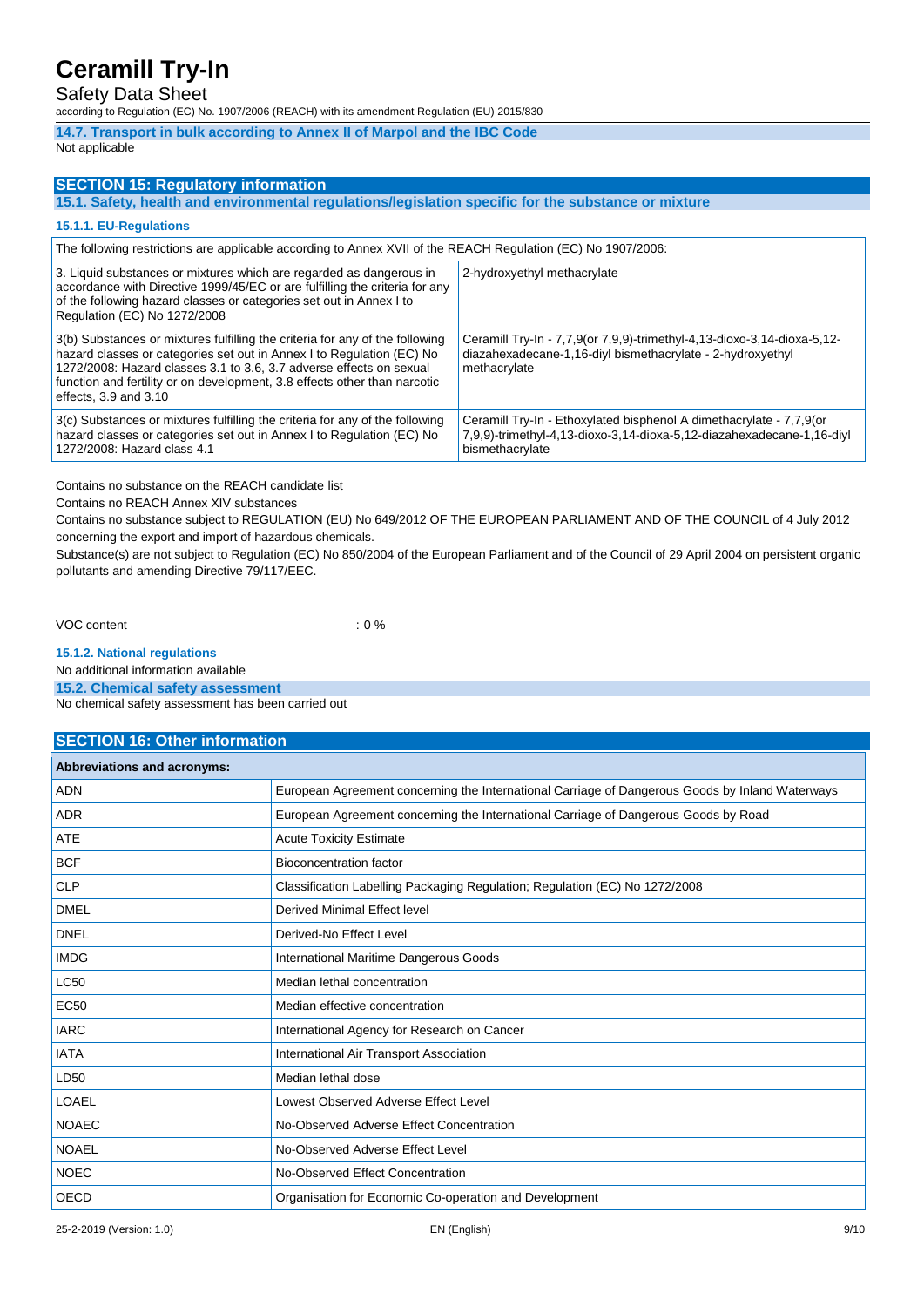### 14.7. Transport in bulk according to Annex II of Marpol and the IBC Code

Not applicable

## SECTION 15: Regulatory information

### 15.1. Safety, health and environmental regulations/legislation specific for the substance or mixture

#### 15.1.1. EU-Regulations

| The following restrictions are applicable according to Annex XVII of the REACH Regulation (EC) No 1907/2006: | |
|---|---|
| 3. Liquid substances or mixtures which are regarded as dangerous in accordance with Directive 1999/45/EC or are fulfilling the criteria for any of the following hazard classes or categories set out in Annex I to Regulation (EC) No 1272/2008 | 2-hydroxyethyl methacrylate |
| 3(b) Substances or mixtures fulfilling the criteria for any of the following hazard classes or categories set out in Annex I to Regulation (EC) No 1272/2008: Hazard classes 3.1 to 3.6, 3.7 adverse effects on sexual function and fertility or on development, 3.8 effects other than narcotic effects, 3.9 and 3.10 | Ceramill Try-In - 7,7,9(or 7,9,9)-trimethyl-4,13-dioxo-3,14-dioxa-5,12-diazahexadecane-1,16-diyl bismethacrylate - 2-hydroxyethyl methacrylate |
| 3(c) Substances or mixtures fulfilling the criteria for any of the following hazard classes or categories set out in Annex I to Regulation (EC) No 1272/2008: Hazard class 4.1 | Ceramill Try-In - Ethoxylated bisphenol A dimethacrylate - 7,7,9(or 7,9,9)-trimethyl-4,13-dioxo-3,14-dioxa-5,12-diazahexadecane-1,16-diyl bismethacrylate |

Contains no substance on the REACH candidate list

Contains no REACH Annex XIV substances

Contains no substance subject to REGULATION (EU) No 649/2012 OF THE EUROPEAN PARLIAMENT AND OF THE COUNCIL of 4 July 2012 concerning the export and import of hazardous chemicals.

Substance(s) are not subject to Regulation (EC) No 850/2004 of the European Parliament and of the Council of 29 April 2004 on persistent organic pollutants and amending Directive 79/117/EEC.

VOC content : 0 %

#### 15.1.2. National regulations

No additional information available

### 15.2. Chemical safety assessment

No chemical safety assessment has been carried out

## SECTION 16: Other information

| Abbreviations and acronyms: | |
|---|---|
| ADN | European Agreement concerning the International Carriage of Dangerous Goods by Inland Waterways |
| ADR | European Agreement concerning the International Carriage of Dangerous Goods by Road |
| ATE | Acute Toxicity Estimate |
| BCF | Bioconcentration factor |
| CLP | Classification Labelling Packaging Regulation; Regulation (EC) No 1272/2008 |
| DMEL | Derived Minimal Effect level |
| DNEL | Derived-No Effect Level |
| IMDG | International Maritime Dangerous Goods |
| LC50 | Median lethal concentration |
| EC50 | Median effective concentration |
| IARC | International Agency for Research on Cancer |
| IATA | International Air Transport Association |
| LD50 | Median lethal dose |
| LOAEL | Lowest Observed Adverse Effect Level |
| NOAEC | No-Observed Adverse Effect Concentration |
| NOAEL | No-Observed Adverse Effect Level |
| NOEC | No-Observed Effect Concentration |
| OECD | Organisation for Economic Co-operation and Development |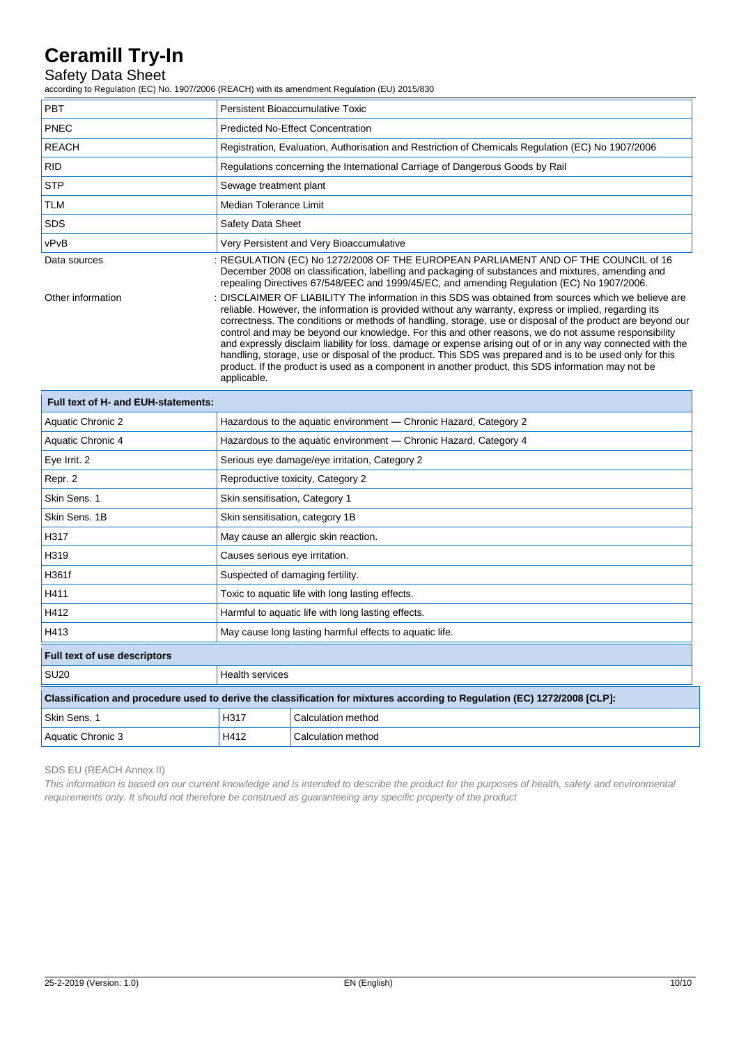| | |
|---|---|
| PBT | Persistent Bioaccumulative Toxic |
| PNEC | Predicted No-Effect Concentration |
| REACH | Registration, Evaluation, Authorisation and Restriction of Chemicals Regulation (EC) No 1907/2006 |
| RID | Regulations concerning the International Carriage of Dangerous Goods by Rail |
| STP | Sewage treatment plant |
| TLM | Median Tolerance Limit |
| SDS | Safety Data Sheet |
| vPvB | Very Persistent and Very Bioaccumulative |

Data sources : REGULATION (EC) No 1272/2008 OF THE EUROPEAN PARLIAMENT AND OF THE COUNCIL of 16 December 2008 on classification, labelling and packaging of substances and mixtures, amending and repealing Directives 67/548/EEC and 1999/45/EC, and amending Regulation (EC) No 1907/2006.

Other information : DISCLAIMER OF LIABILITY The information in this SDS was obtained from sources which we believe are reliable. However, the information is provided without any warranty, express or implied, regarding its correctness. The conditions or methods of handling, storage, use or disposal of the product are beyond our control and may be beyond our knowledge. For this and other reasons, we do not assume responsibility and expressly disclaim liability for loss, damage or expense arising out of or in any way connected with the handling, storage, use or disposal of the product. This SDS was prepared and is to be used only for this product. If the product is used as a component in another product, this SDS information may not be applicable.

| Full text of H- and EUH-statements: | |
|---|---|
| Aquatic Chronic 2 | Hazardous to the aquatic environment — Chronic Hazard, Category 2 |
| Aquatic Chronic 4 | Hazardous to the aquatic environment — Chronic Hazard, Category 4 |
| Eye Irrit. 2 | Serious eye damage/eye irritation, Category 2 |
| Repr. 2 | Reproductive toxicity, Category 2 |
| Skin Sens. 1 | Skin sensitisation, Category 1 |
| Skin Sens. 1B | Skin sensitisation, category 1B |
| H317 | May cause an allergic skin reaction. |
| H319 | Causes serious eye irritation. |
| H361f | Suspected of damaging fertility. |
| H411 | Toxic to aquatic life with long lasting effects. |
| H412 | Harmful to aquatic life with long lasting effects. |
| H413 | May cause long lasting harmful effects to aquatic life. |

| Full text of use descriptors | |
|---|---|
| SU20 | Health services |

| Classification and procedure used to derive the classification for mixtures according to Regulation (EC) 1272/2008 [CLP]: | | |
|---|---|---|
| Skin Sens. 1 | H317 | Calculation method |
| Aquatic Chronic 3 | H412 | Calculation method |

SDS EU (REACH Annex II)

*This information is based on our current knowledge and is intended to describe the product for the purposes of health, safety and environmental requirements only. It should not therefore be construed as guaranteeing any specific property of the product*